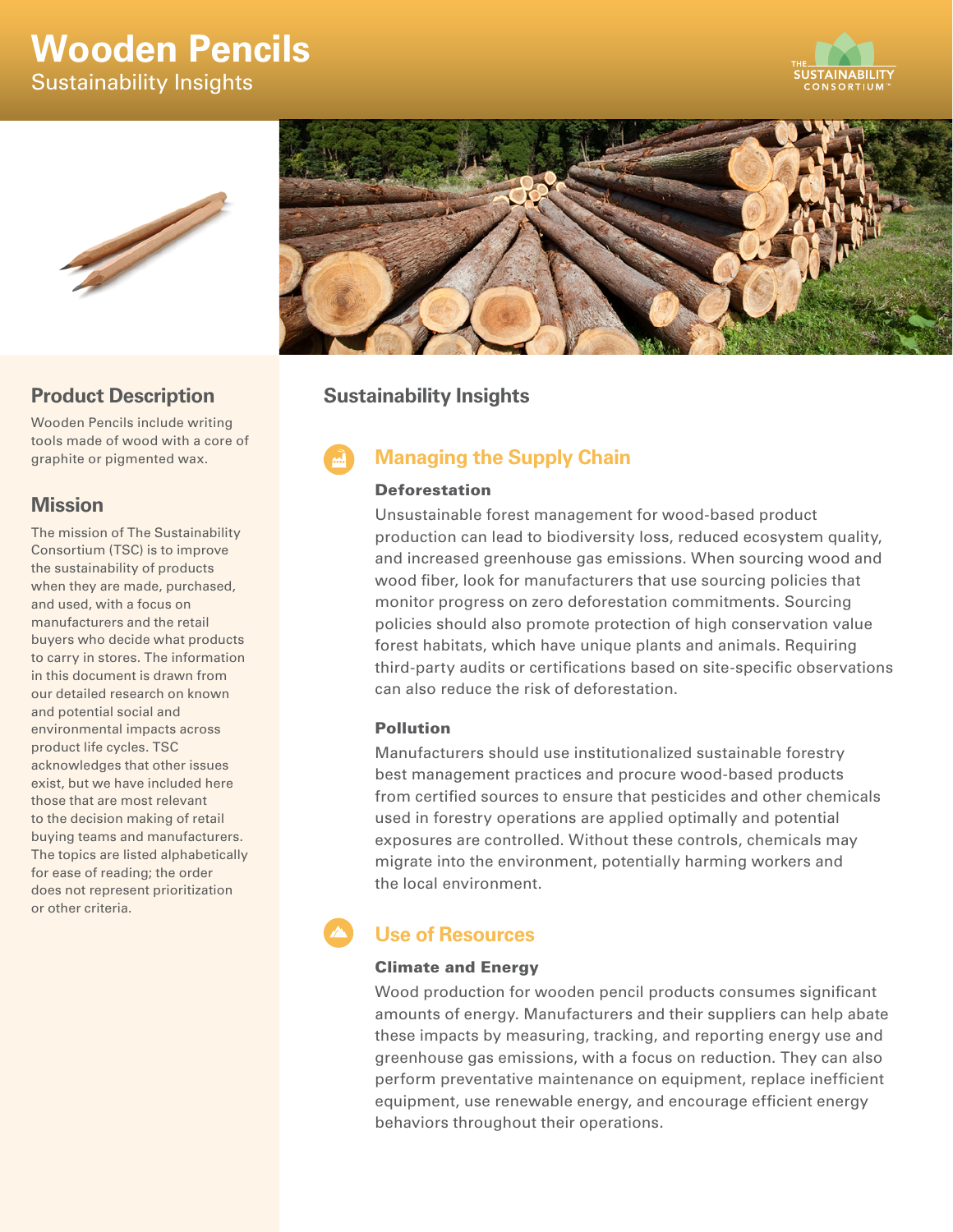# Wooden Pencils

Sustainability Insights

## Product Description

Wooden Pencils include writing tools made of wood with a core of graphite or pigmented wax.

## Mission

The mission of The Sustainability Consortium (TSC) is to improve the sustainability of products when they are made, purchased, and used, with a focus on manufacturers and the retail buyers who decide what products to carry in stores. The information in this document is drawn from our detailed research on known and potential social and environmental impacts across product life cycles. TSC acknowledges that other issues exist, but we have included here those that are most relevant to the decision making of retail buying teams and manufacturers. The topics are listed alphabetically for ease of reading; the order does not represent prioritization or other criteria.

## Sustainability Insights

### Managing the Supply Chain

#### Deforestation

Unsustainable forest management for wood-based product production can lead to biodiversity loss, reduced ecosystem quality, and increased greenhouse gas emissions. When sourcing wood and wood fiber, look for manufacturers that use sourcing policies that monitor progress on zero deforestation commitments. Sourcing policies should also promote protection of high conservation value forest habitats, which have unique plants and animals. Requiring third-party audits or certifications based on site-specific observations can also reduce the risk of deforestation.

#### Pollution

Manufacturers should use institutionalized sustainable forestry best management practices and procure wood-based products from certified sources to ensure that pesticides and other chemicals used in forestry operations are applied optimally and potential exposures are controlled. Without these controls, chemicals may migrate into the environment, potentially harming workers and the local environment.

### Use of Resources

#### Climate and Energy

Wood production for wooden pencil products consumes significant amounts of energy. Manufacturers and their suppliers can help abate these impacts by measuring, tracking, and reporting energy use and greenhouse gas emissions, with a focus on reduction. They can also perform preventative maintenance on equipment, replace inefficient equipment, use renewable energy, and encourage efficient energy behaviors throughout their operations.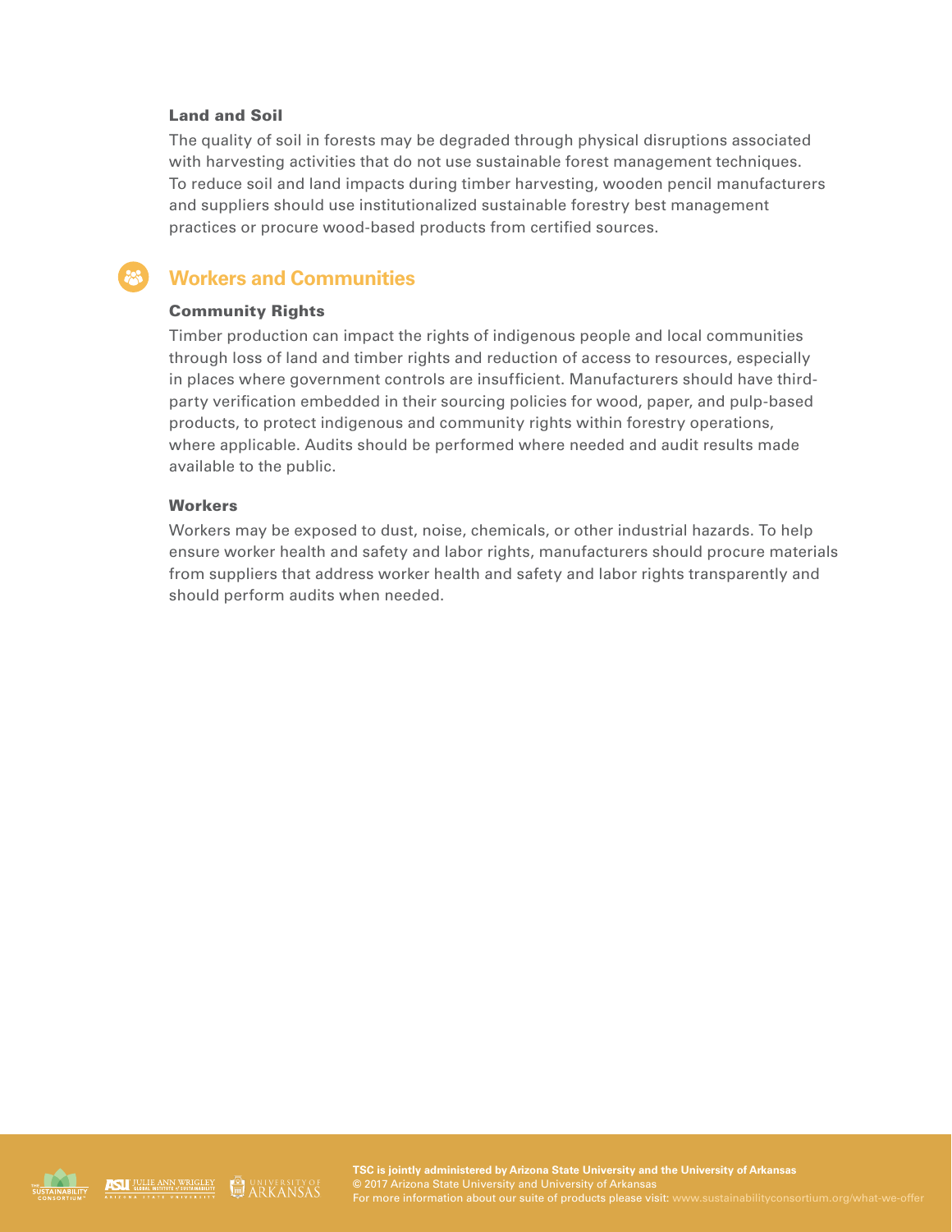### Land and Soil

The quality of soil in forests may be degraded through physical disruptions associated with harvesting activities that do not use sustainable forest management techniques. To reduce soil and land impacts during timber harvesting, wooden pencil manufacturers and suppliers should use institutionalized sustainable forestry best management practices or procure wood-based products from certified sources.

## Workers and Communities

### Community Rights

Timber production can impact the rights of indigenous people and local communities through loss of land and timber rights and reduction of access to resources, especially in places where government controls are insufficient. Manufacturers should have third-party verification embedded in their sourcing policies for wood, paper, and pulp-based products, to protect indigenous and community rights within forestry operations, where applicable. Audits should be performed where needed and audit results made available to the public.

### Workers

Workers may be exposed to dust, noise, chemicals, or other industrial hazards. To help ensure worker health and safety and labor rights, manufacturers should procure materials from suppliers that address worker health and safety and labor rights transparently and should perform audits when needed.

**TSC is jointly administered by Arizona State University and the University of Arkansas**
© 2017 Arizona State University and University of Arkansas
For more information about our suite of products please visit: www.sustainabilityconsortium.org/what-we-offer